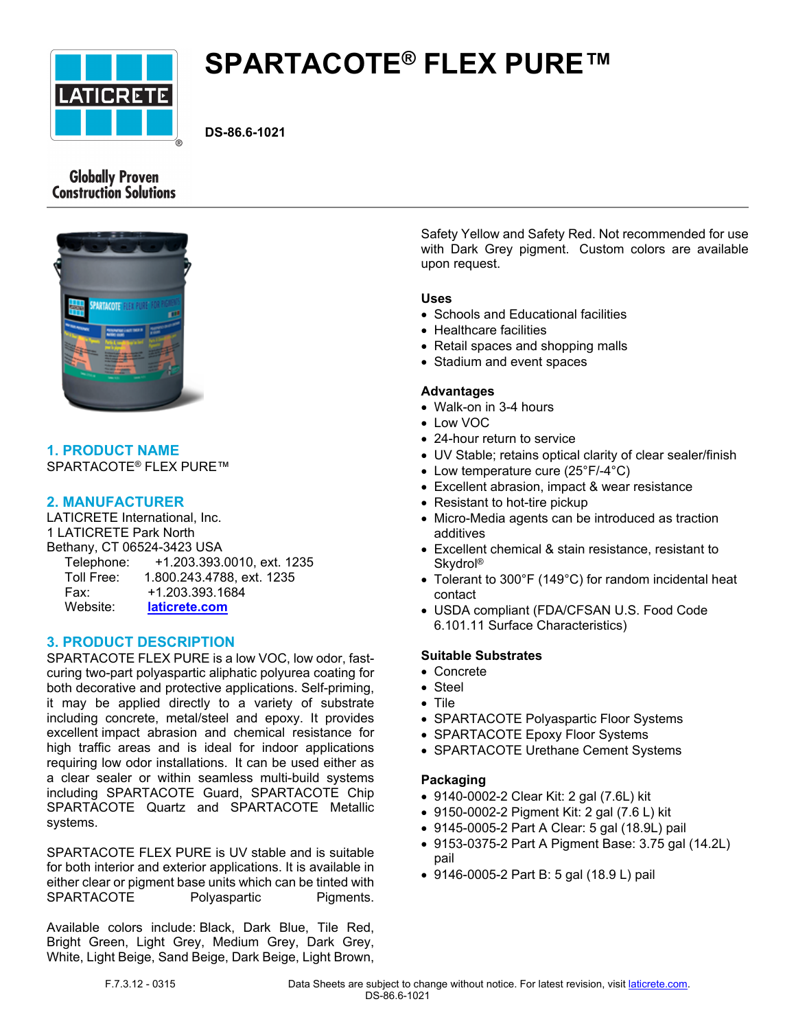# SPARTACOTE® FLEX PURE™

**DS-86.6-1021**

Globally Proven Construction Solutions

## 1. PRODUCT NAME

SPARTACOTE® FLEX PURE™

## 2. MANUFACTURER

LATICRETE International, Inc.
1 LATICRETE Park North
Bethany, CT 06524-3423 USA

Telephone: +1.203.393.0010, ext. 1235
Toll Free: 1.800.243.4788, ext. 1235
Fax: +1.203.393.1684
Website: laticrete.com

## 3. PRODUCT DESCRIPTION

SPARTACOTE FLEX PURE is a low VOC, low odor, fast-curing two-part polyaspartic aliphatic polyurea coating for both decorative and protective applications. Self-priming, it may be applied directly to a variety of substrate including concrete, metal/steel and epoxy. It provides excellent impact abrasion and chemical resistance for high traffic areas and is ideal for indoor applications requiring low odor installations. It can be used either as a clear sealer or within seamless multi-build systems including SPARTACOTE Guard, SPARTACOTE Chip SPARTACOTE Quartz and SPARTACOTE Metallic systems.

SPARTACOTE FLEX PURE is UV stable and is suitable for both interior and exterior applications. It is available in either clear or pigment base units which can be tinted with SPARTACOTE Polyaspartic Pigments.

Available colors include: Black, Dark Blue, Tile Red, Bright Green, Light Grey, Medium Grey, Dark Grey, White, Light Beige, Sand Beige, Dark Beige, Light Brown, Safety Yellow and Safety Red. Not recommended for use with Dark Grey pigment. Custom colors are available upon request.

### Uses

- Schools and Educational facilities
- Healthcare facilities
- Retail spaces and shopping malls
- Stadium and event spaces

### Advantages

- Walk-on in 3-4 hours
- Low VOC
- 24-hour return to service
- UV Stable; retains optical clarity of clear sealer/finish
- Low temperature cure (25°F/-4°C)
- Excellent abrasion, impact & wear resistance
- Resistant to hot-tire pickup
- Micro-Media agents can be introduced as traction additives
- Excellent chemical & stain resistance, resistant to Skydrol®
- Tolerant to 300°F (149°C) for random incidental heat contact
- USDA compliant (FDA/CFSAN U.S. Food Code 6.101.11 Surface Characteristics)

### Suitable Substrates

- Concrete
- Steel
- Tile
- SPARTACOTE Polyaspartic Floor Systems
- SPARTACOTE Epoxy Floor Systems
- SPARTACOTE Urethane Cement Systems

### Packaging

- 9140-0002-2 Clear Kit: 2 gal (7.6L) kit
- 9150-0002-2 Pigment Kit: 2 gal (7.6 L) kit
- 9145-0005-2 Part A Clear: 5 gal (18.9L) pail
- 9153-0375-2 Part A Pigment Base: 3.75 gal (14.2L) pail
- 9146-0005-2 Part B: 5 gal (18.9 L) pail

F.7.3.12 - 0315

Data Sheets are subject to change without notice. For latest revision, visit laticrete.com.
DS-86.6-1021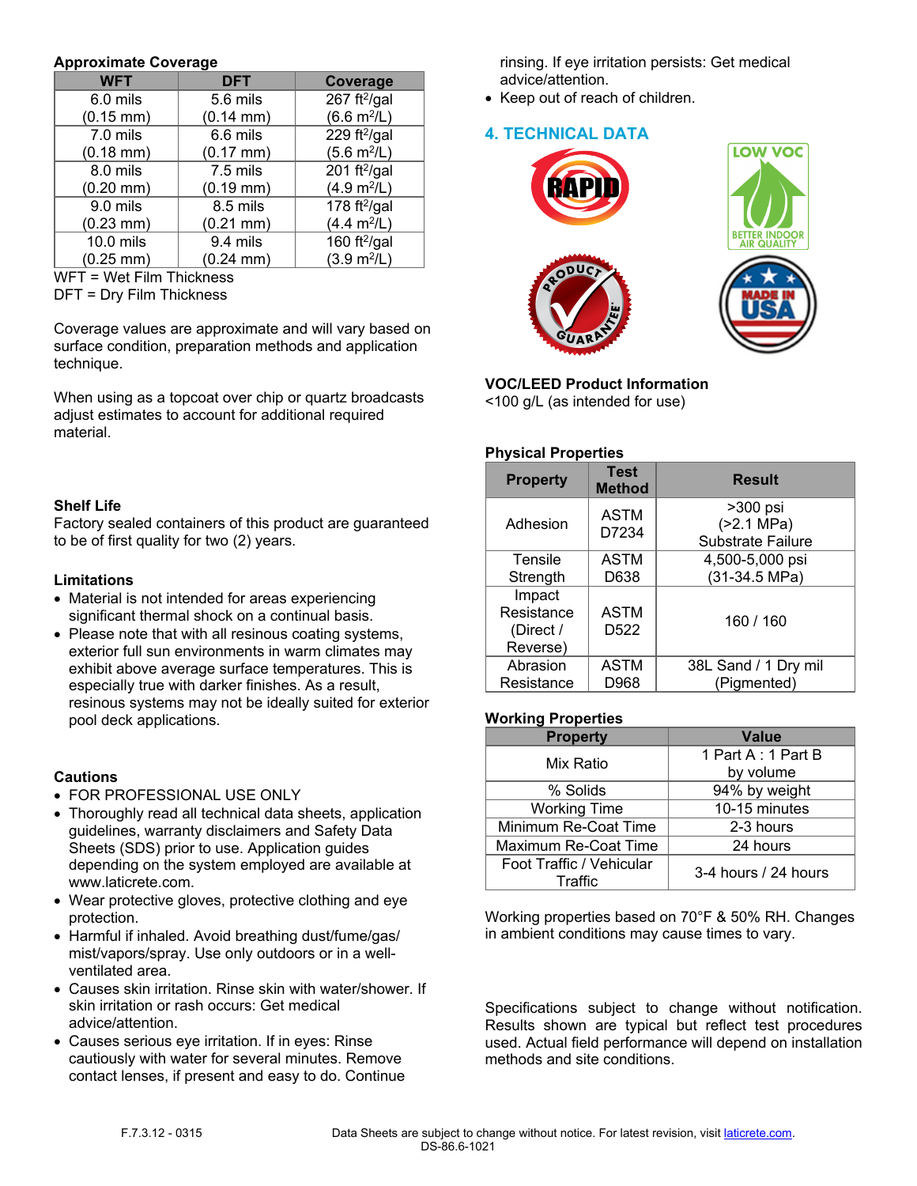### Approximate Coverage

| WFT | DFT | Coverage |
|---|---|---|
| 6.0 mils (0.15 mm) | 5.6 mils (0.14 mm) | 267 ft²/gal (6.6 m²/L) |
| 7.0 mils (0.18 mm) | 6.6 mils (0.17 mm) | 229 ft²/gal (5.6 m²/L) |
| 8.0 mils (0.20 mm) | 7.5 mils (0.19 mm) | 201 ft²/gal (4.9 m²/L) |
| 9.0 mils (0.23 mm) | 8.5 mils (0.21 mm) | 178 ft²/gal (4.4 m²/L) |
| 10.0 mils (0.25 mm) | 9.4 mils (0.24 mm) | 160 ft²/gal (3.9 m²/L) |

WFT = Wet Film Thickness
DFT = Dry Film Thickness

Coverage values are approximate and will vary based on surface condition, preparation methods and application technique.

When using as a topcoat over chip or quartz broadcasts adjust estimates to account for additional required material.

### Shelf Life

Factory sealed containers of this product are guaranteed to be of first quality for two (2) years.

### Limitations

- Material is not intended for areas experiencing significant thermal shock on a continual basis.
- Please note that with all resinous coating systems, exterior full sun environments in warm climates may exhibit above average surface temperatures. This is especially true with darker finishes. As a result, resinous systems may not be ideally suited for exterior pool deck applications.

### Cautions

- FOR PROFESSIONAL USE ONLY
- Thoroughly read all technical data sheets, application guidelines, warranty disclaimers and Safety Data Sheets (SDS) prior to use. Application guides depending on the system employed are available at www.laticrete.com.
- Wear protective gloves, protective clothing and eye protection.
- Harmful if inhaled. Avoid breathing dust/fume/gas/ mist/vapors/spray. Use only outdoors or in a well-ventilated area.
- Causes skin irritation. Rinse skin with water/shower. If skin irritation or rash occurs: Get medical advice/attention.
- Causes serious eye irritation. If in eyes: Rinse cautiously with water for several minutes. Remove contact lenses, if present and easy to do. Continue rinsing. If eye irritation persists: Get medical advice/attention.
- Keep out of reach of children.

## 4. TECHNICAL DATA

### VOC/LEED Product Information

<100 g/L (as intended for use)

### Physical Properties

| Property | Test Method | Result |
|---|---|---|
| Adhesion | ASTM D7234 | >300 psi (>2.1 MPa) Substrate Failure |
| Tensile Strength | ASTM D638 | 4,500-5,000 psi (31-34.5 MPa) |
| Impact Resistance (Direct / Reverse) | ASTM D522 | 160 / 160 |
| Abrasion Resistance | ASTM D968 | 38L Sand / 1 Dry mil (Pigmented) |

### Working Properties

| Property | Value |
|---|---|
| Mix Ratio | 1 Part A : 1 Part B by volume |
| % Solids | 94% by weight |
| Working Time | 10-15 minutes |
| Minimum Re-Coat Time | 2-3 hours |
| Maximum Re-Coat Time | 24 hours |
| Foot Traffic / Vehicular Traffic | 3-4 hours / 24 hours |

Working properties based on 70°F & 50% RH. Changes in ambient conditions may cause times to vary.

Specifications subject to change without notification. Results shown are typical but reflect test procedures used. Actual field performance will depend on installation methods and site conditions.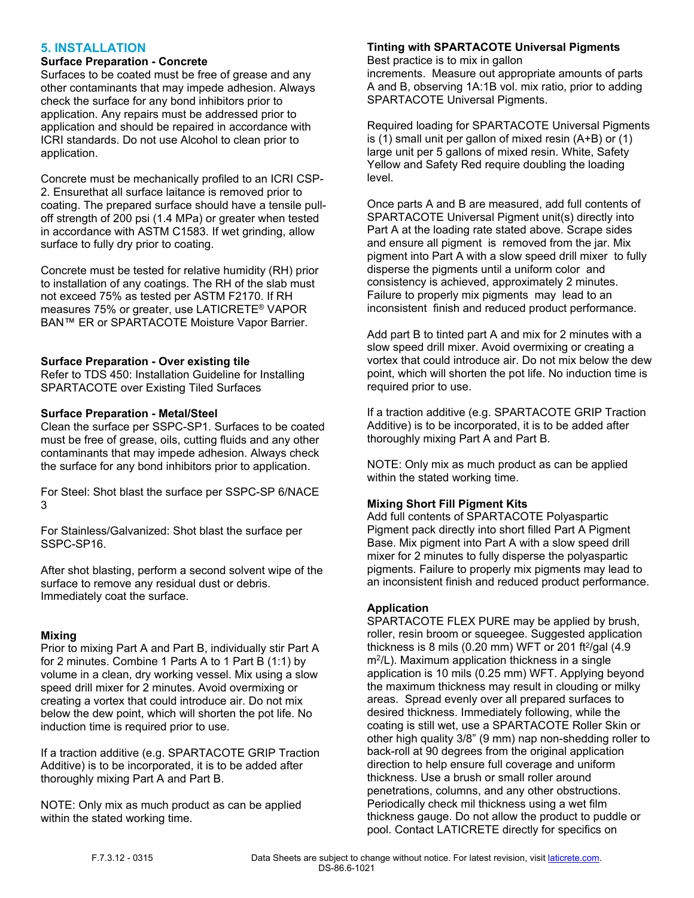## 5. INSTALLATION

### Surface Preparation - Concrete

Surfaces to be coated must be free of grease and any other contaminants that may impede adhesion. Always check the surface for any bond inhibitors prior to application. Any repairs must be addressed prior to application and should be repaired in accordance with ICRI standards. Do not use Alcohol to clean prior to application.

Concrete must be mechanically profiled to an ICRI CSP-2. Ensurethat all surface laitance is removed prior to coating. The prepared surface should have a tensile pull-off strength of 200 psi (1.4 MPa) or greater when tested in accordance with ASTM C1583. If wet grinding, allow surface to fully dry prior to coating.

Concrete must be tested for relative humidity (RH) prior to installation of any coatings. The RH of the slab must not exceed 75% as tested per ASTM F2170. If RH measures 75% or greater, use LATICRETE® VAPOR BAN™ ER or SPARTACOTE Moisture Vapor Barrier.

### Surface Preparation - Over existing tile

Refer to TDS 450: Installation Guideline for Installing SPARTACOTE over Existing Tiled Surfaces

### Surface Preparation - Metal/Steel

Clean the surface per SSPC-SP1. Surfaces to be coated must be free of grease, oils, cutting fluids and any other contaminants that may impede adhesion. Always check the surface for any bond inhibitors prior to application.

For Steel: Shot blast the surface per SSPC-SP 6/NACE 3

For Stainless/Galvanized: Shot blast the surface per SSPC-SP16.

After shot blasting, perform a second solvent wipe of the surface to remove any residual dust or debris. Immediately coat the surface.

### Mixing

Prior to mixing Part A and Part B, individually stir Part A for 2 minutes. Combine 1 Parts A to 1 Part B (1:1) by volume in a clean, dry working vessel. Mix using a slow speed drill mixer for 2 minutes. Avoid overmixing or creating a vortex that could introduce air. Do not mix below the dew point, which will shorten the pot life. No induction time is required prior to use.

If a traction additive (e.g. SPARTACOTE GRIP Traction Additive) is to be incorporated, it is to be added after thoroughly mixing Part A and Part B.

NOTE: Only mix as much product as can be applied within the stated working time.

### Tinting with SPARTACOTE Universal Pigments

Best practice is to mix in gallon increments. Measure out appropriate amounts of parts A and B, observing 1A:1B vol. mix ratio, prior to adding SPARTACOTE Universal Pigments.

Required loading for SPARTACOTE Universal Pigments is (1) small unit per gallon of mixed resin (A+B) or (1) large unit per 5 gallons of mixed resin. White, Safety Yellow and Safety Red require doubling the loading level.

Once parts A and B are measured, add full contents of SPARTACOTE Universal Pigment unit(s) directly into Part A at the loading rate stated above. Scrape sides and ensure all pigment is removed from the jar. Mix pigment into Part A with a slow speed drill mixer to fully disperse the pigments until a uniform color and consistency is achieved, approximately 2 minutes. Failure to properly mix pigments may lead to an inconsistent finish and reduced product performance.

Add part B to tinted part A and mix for 2 minutes with a slow speed drill mixer. Avoid overmixing or creating a vortex that could introduce air. Do not mix below the dew point, which will shorten the pot life. No induction time is required prior to use.

If a traction additive (e.g. SPARTACOTE GRIP Traction Additive) is to be incorporated, it is to be added after thoroughly mixing Part A and Part B.

NOTE: Only mix as much product as can be applied within the stated working time.

### Mixing Short Fill Pigment Kits

Add full contents of SPARTACOTE Polyaspartic Pigment pack directly into short filled Part A Pigment Base. Mix pigment into Part A with a slow speed drill mixer for 2 minutes to fully disperse the polyaspartic pigments. Failure to properly mix pigments may lead to an inconsistent finish and reduced product performance.

### Application

SPARTACOTE FLEX PURE may be applied by brush, roller, resin broom or squeegee. Suggested application thickness is 8 mils (0.20 mm) WFT or 201 ft²/gal (4.9 m²/L). Maximum application thickness in a single application is 10 mils (0.25 mm) WFT. Applying beyond the maximum thickness may result in clouding or milky areas. Spread evenly over all prepared surfaces to desired thickness. Immediately following, while the coating is still wet, use a SPARTACOTE Roller Skin or other high quality 3/8" (9 mm) nap non-shedding roller to back-roll at 90 degrees from the original application direction to help ensure full coverage and uniform thickness. Use a brush or small roller around penetrations, columns, and any other obstructions. Periodically check mil thickness using a wet film thickness gauge. Do not allow the product to puddle or pool. Contact LATICRETE directly for specifics on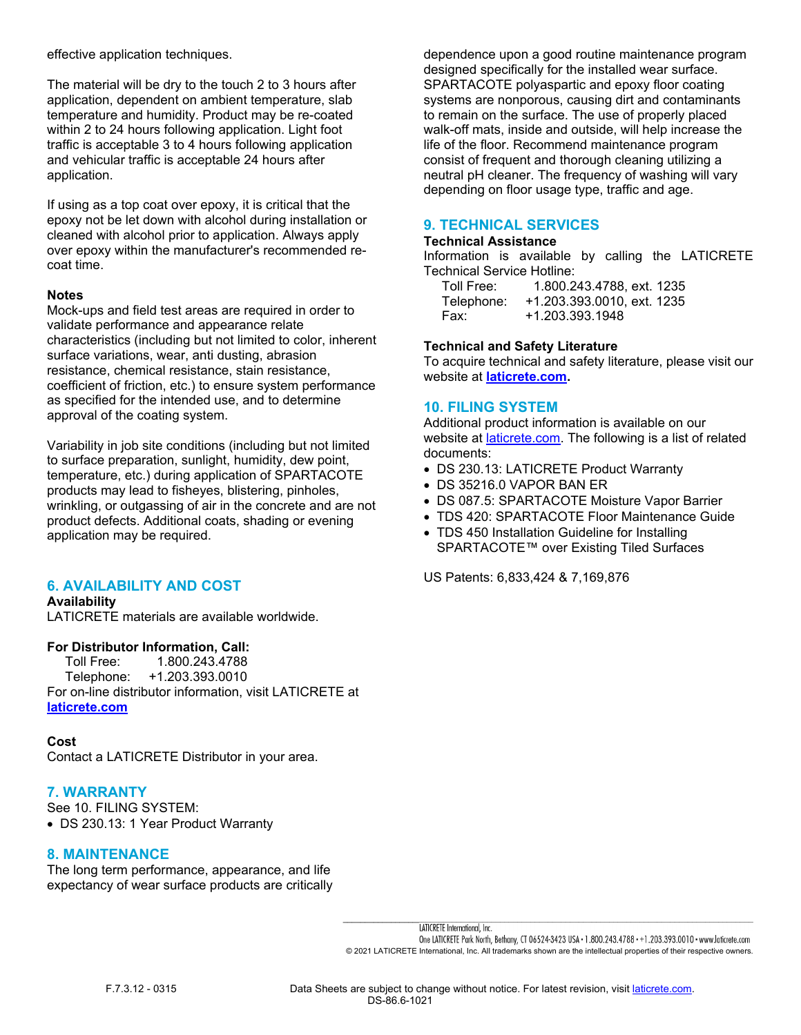effective application techniques.

The material will be dry to the touch 2 to 3 hours after application, dependent on ambient temperature, slab temperature and humidity. Product may be re-coated within 2 to 24 hours following application. Light foot traffic is acceptable 3 to 4 hours following application and vehicular traffic is acceptable 24 hours after application.

If using as a top coat over epoxy, it is critical that the epoxy not be let down with alcohol during installation or cleaned with alcohol prior to application. Always apply over epoxy within the manufacturer's recommended re-coat time.

**Notes**
Mock-ups and field test areas are required in order to validate performance and appearance relate characteristics (including but not limited to color, inherent surface variations, wear, anti dusting, abrasion resistance, chemical resistance, stain resistance, coefficient of friction, etc.) to ensure system performance as specified for the intended use, and to determine approval of the coating system.

Variability in job site conditions (including but not limited to surface preparation, sunlight, humidity, dew point, temperature, etc.) during application of SPARTACOTE products may lead to fisheyes, blistering, pinholes, wrinkling, or outgassing of air in the concrete and are not product defects. Additional coats, shading or evening application may be required.

## 6. AVAILABILITY AND COST

**Availability**
LATICRETE materials are available worldwide.

**For Distributor Information, Call:**
Toll Free: 1.800.243.4788
Telephone: +1.203.393.0010
For on-line distributor information, visit LATICRETE at **laticrete.com**

**Cost**
Contact a LATICRETE Distributor in your area.

## 7. WARRANTY

See 10. FILING SYSTEM:

- DS 230.13: 1 Year Product Warranty

## 8. MAINTENANCE

The long term performance, appearance, and life expectancy of wear surface products are critically dependence upon a good routine maintenance program designed specifically for the installed wear surface. SPARTACOTE polyaspartic and epoxy floor coating systems are nonporous, causing dirt and contaminants to remain on the surface. The use of properly placed walk-off mats, inside and outside, will help increase the life of the floor. Recommend maintenance program consist of frequent and thorough cleaning utilizing a neutral pH cleaner. The frequency of washing will vary depending on floor usage type, traffic and age.

## 9. TECHNICAL SERVICES

**Technical Assistance**
Information is available by calling the LATICRETE Technical Service Hotline:
Toll Free: 1.800.243.4788, ext. 1235
Telephone: +1.203.393.0010, ext. 1235
Fax: +1.203.393.1948

**Technical and Safety Literature**
To acquire technical and safety literature, please visit our website at **laticrete.com.**

## 10. FILING SYSTEM

Additional product information is available on our website at laticrete.com. The following is a list of related documents:

- DS 230.13: LATICRETE Product Warranty
- DS 35216.0 VAPOR BAN ER
- DS 087.5: SPARTACOTE Moisture Vapor Barrier
- TDS 420: SPARTACOTE Floor Maintenance Guide
- TDS 450 Installation Guideline for Installing SPARTACOTE™ over Existing Tiled Surfaces

US Patents: 6,833,424 & 7,169,876

LATICRETE International, Inc.
One LATICRETE Park North, Bethany, CT 06524-3423 USA • 1.800.243.4788 • +1.203.393.0010 • www.laticrete.com
© 2021 LATICRETE International, Inc. All trademarks shown are the intellectual properties of their respective owners.

F.7.3.12 - 0315

Data Sheets are subject to change without notice. For latest revision, visit laticrete.com.
DS-86.6-1021